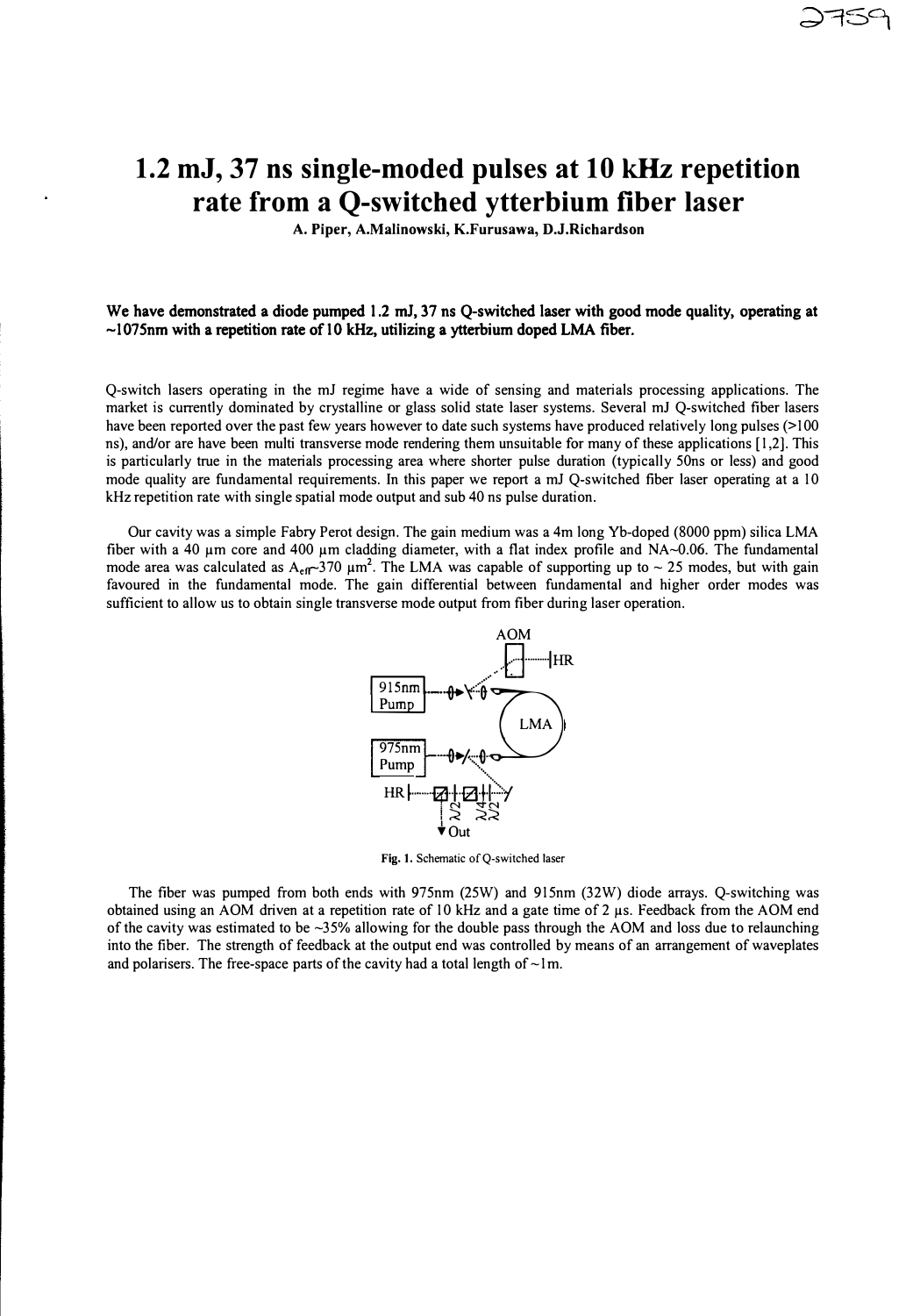# 1.2 mJ, 37 ns single-moded pulses at 10 kHz repetition rate from a Q-switched ytterbium fiber laser

A. Piper, A.Malinowski, K.Furusawa, D.J.Richardson

**We have demonstrated a diode pumped 1.2 mJ, 37 ns Q-switched laser with good mode quality, operating at ~1075nm with a repetition rate of 10 kHz, utilizing a ytterbium doped LMA fiber.**

Q-switch lasers operating in the mJ regime have a wide of sensing and materials processing applications. The market is currently dominated by crystalline or glass solid state laser systems. Several mJ Q-switched fiber lasers have been reported over the past few years however to date such systems have produced relatively long pulses (>100 ns), and/or are have been multi transverse mode rendering them unsuitable for many of these applications [1,2]. This is particularly true in the materials processing area where shorter pulse duration (typically 50ns or less) and good mode quality are fundamental requirements. In this paper we report a mJ Q-switched fiber laser operating at a 10 kHz repetition rate with single spatial mode output and sub 40 ns pulse duration.

Our cavity was a simple Fabry Perot design. The gain medium was a 4m long Yb-doped (8000 ppm) silica LMA fiber with a 40 μm core and 400 μm cladding diameter, with a flat index profile and NA~0.06. The fundamental mode area was calculated as $A_{eff}$~370 $\mu m^2$. The LMA was capable of supporting up to ~ 25 modes, but with gain favoured in the fundamental mode. The gain differential between fundamental and higher order modes was sufficient to allow us to obtain single transverse mode output from fiber during laser operation.

Fig. 1. Schematic of Q-switched laser

The fiber was pumped from both ends with 975nm (25W) and 915nm (32W) diode arrays. Q-switching was obtained using an AOM driven at a repetition rate of 10 kHz and a gate time of 2 μs. Feedback from the AOM end of the cavity was estimated to be ~35% allowing for the double pass through the AOM and loss due to relaunching into the fiber. The strength of feedback at the output end was controlled by means of an arrangement of waveplates and polarisers. The free-space parts of the cavity had a total length of ~1m.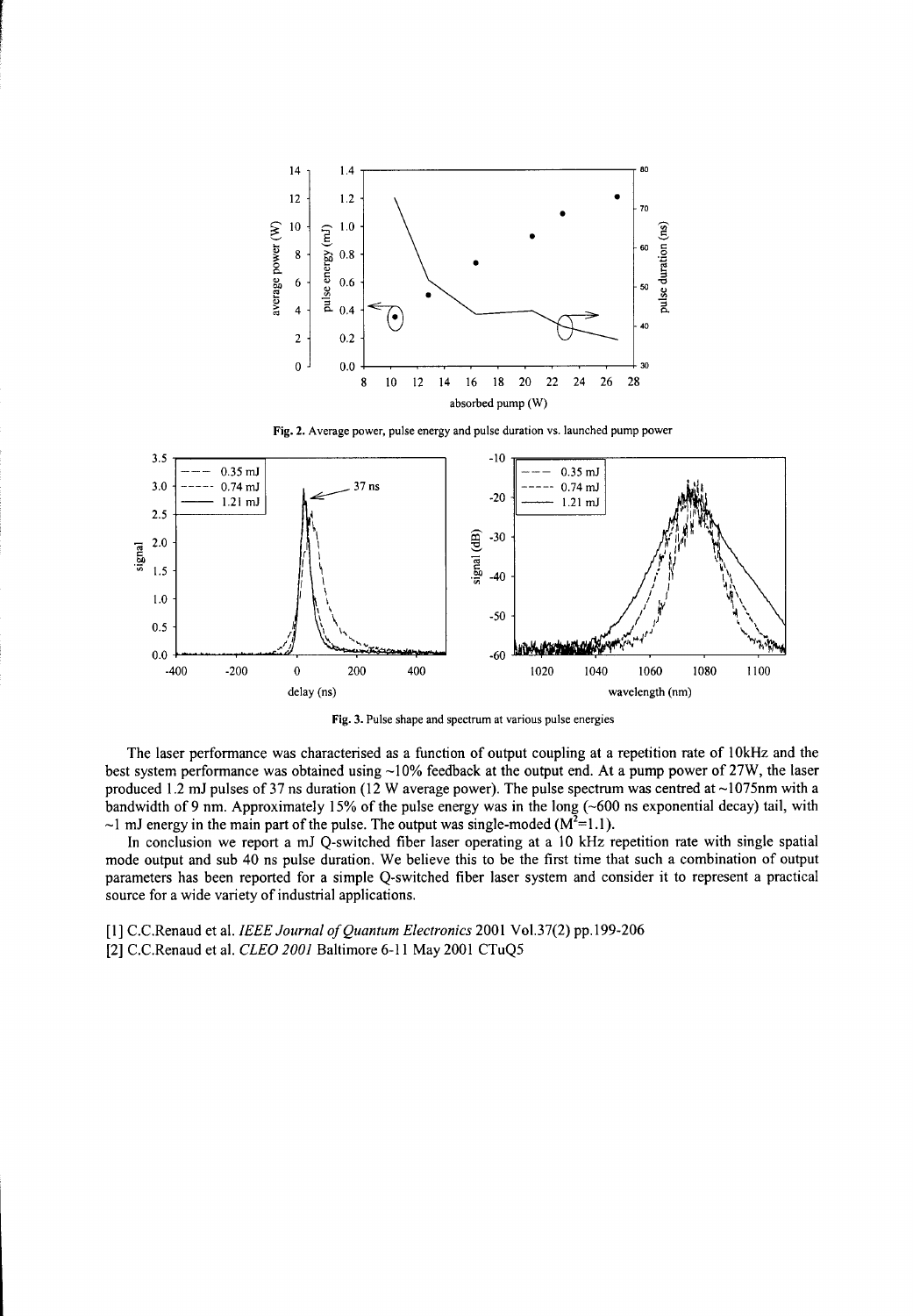14
12
10
8
6
4
2
0

average power (W)

1.4
1.2
1.0
0.8
0.6
0.4
0.2
0.0

pulse energy (mJ)

80
70
60
50
40
30

pulse duration (ns)

8 10 12 14 16 18 20 22 24 26 28

absorbed pump (W)

**Fig. 2.** Average power, pulse energy and pulse duration vs. launched pump power

3.5
3.0
2.5
2.0
1.5
1.0
0.5
0.0

signal

0.35 mJ
0.74 mJ
1.21 mJ

37 ns

-400 -200 0 200 400

delay (ns)

-10
-20
-30
-40
-50
-60

signal (dB)

0.35 mJ
0.74 mJ
1.21 mJ

1020 1040 1060 1080 1100

wavelength (nm)

**Fig. 3.** Pulse shape and spectrum at various pulse energies

The laser performance was characterised as a function of output coupling at a repetition rate of 10kHz and the best system performance was obtained using ~10% feedback at the output end. At a pump power of 27W, the laser produced 1.2 mJ pulses of 37 ns duration (12 W average power). The pulse spectrum was centred at ~1075nm with a bandwidth of 9 nm. Approximately 15% of the pulse energy was in the long (~600 ns exponential decay) tail, with ~1 mJ energy in the main part of the pulse. The output was single-moded ($M^2$=1.1).

In conclusion we report a mJ Q-switched fiber laser operating at a 10 kHz repetition rate with single spatial mode output and sub 40 ns pulse duration. We believe this to be the first time that such a combination of output parameters has been reported for a simple Q-switched fiber laser system and consider it to represent a practical source for a wide variety of industrial applications.

[1] C.C.Renaud et al. *IEEE Journal of Quantum Electronics* 2001 Vol.37(2) pp.199-206

[2] C.C.Renaud et al. *CLEO 2001* Baltimore 6-11 May 2001 CTuQ5